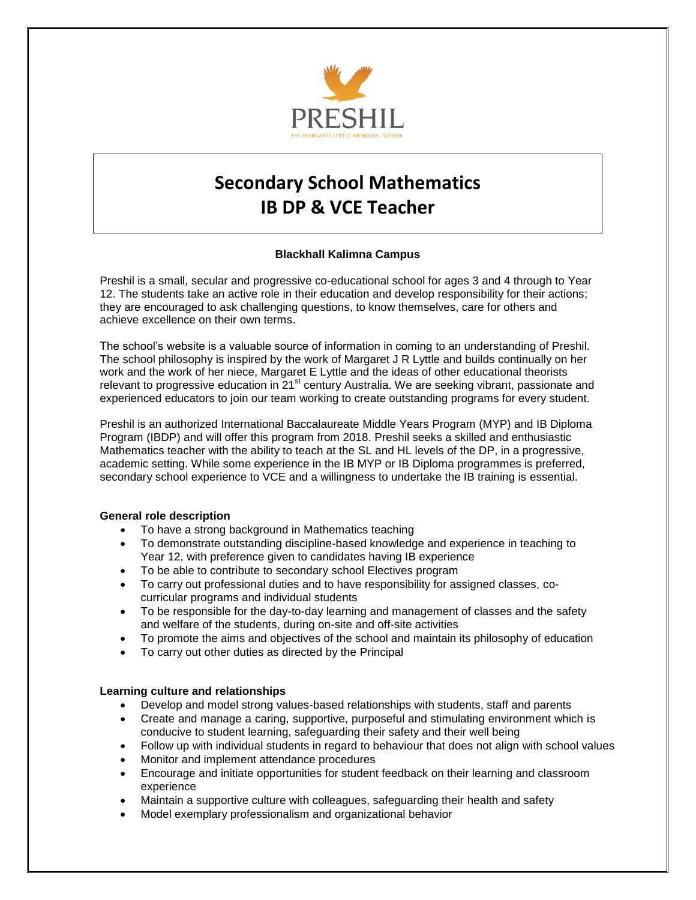PRESHIL

THE MARGARET LYTTLE MEMORIAL SCHOOL

# Secondary School Mathematics IB DP & VCE Teacher

**Blackhall Kalimna Campus**

Preshil is a small, secular and progressive co-educational school for ages 3 and 4 through to Year 12. The students take an active role in their education and develop responsibility for their actions; they are encouraged to ask challenging questions, to know themselves, care for others and achieve excellence on their own terms.

The school's website is a valuable source of information in coming to an understanding of Preshil. The school philosophy is inspired by the work of Margaret J R Lyttle and builds continually on her work and the work of her niece, Margaret E Lyttle and the ideas of other educational theorists relevant to progressive education in 21st century Australia. We are seeking vibrant, passionate and experienced educators to join our team working to create outstanding programs for every student.

Preshil is an authorized International Baccalaureate Middle Years Program (MYP) and IB Diploma Program (IBDP) and will offer this program from 2018. Preshil seeks a skilled and enthusiastic Mathematics teacher with the ability to teach at the SL and HL levels of the DP, in a progressive, academic setting. While some experience in the IB MYP or IB Diploma programmes is preferred, secondary school experience to VCE and a willingness to undertake the IB training is essential.

**General role description**

- To have a strong background in Mathematics teaching
- To demonstrate outstanding discipline-based knowledge and experience in teaching to Year 12, with preference given to candidates having IB experience
- To be able to contribute to secondary school Electives program
- To carry out professional duties and to have responsibility for assigned classes, co-curricular programs and individual students
- To be responsible for the day-to-day learning and management of classes and the safety and welfare of the students, during on-site and off-site activities
- To promote the aims and objectives of the school and maintain its philosophy of education
- To carry out other duties as directed by the Principal

**Learning culture and relationships**

- Develop and model strong values-based relationships with students, staff and parents
- Create and manage a caring, supportive, purposeful and stimulating environment which is conducive to student learning, safeguarding their safety and their well being
- Follow up with individual students in regard to behaviour that does not align with school values
- Monitor and implement attendance procedures
- Encourage and initiate opportunities for student feedback on their learning and classroom experience
- Maintain a supportive culture with colleagues, safeguarding their health and safety
- Model exemplary professionalism and organizational behavior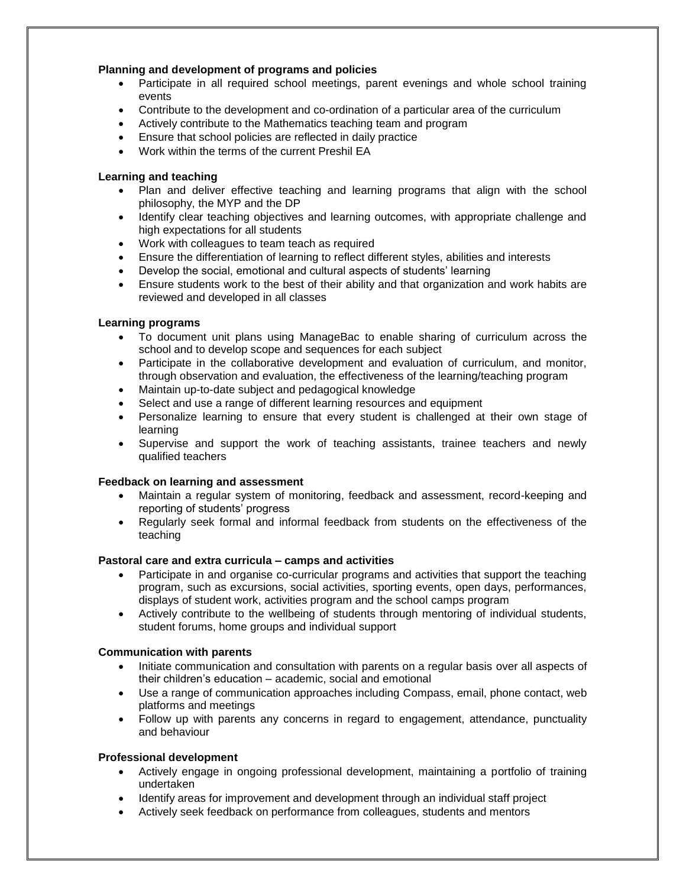**Planning and development of programs and policies**

- Participate in all required school meetings, parent evenings and whole school training events
- Contribute to the development and co-ordination of a particular area of the curriculum
- Actively contribute to the Mathematics teaching team and program
- Ensure that school policies are reflected in daily practice
- Work within the terms of the current Preshil EA

**Learning and teaching**

- Plan and deliver effective teaching and learning programs that align with the school philosophy, the MYP and the DP
- Identify clear teaching objectives and learning outcomes, with appropriate challenge and high expectations for all students
- Work with colleagues to team teach as required
- Ensure the differentiation of learning to reflect different styles, abilities and interests
- Develop the social, emotional and cultural aspects of students' learning
- Ensure students work to the best of their ability and that organization and work habits are reviewed and developed in all classes

**Learning programs**

- To document unit plans using ManageBac to enable sharing of curriculum across the school and to develop scope and sequences for each subject
- Participate in the collaborative development and evaluation of curriculum, and monitor, through observation and evaluation, the effectiveness of the learning/teaching program
- Maintain up-to-date subject and pedagogical knowledge
- Select and use a range of different learning resources and equipment
- Personalize learning to ensure that every student is challenged at their own stage of learning
- Supervise and support the work of teaching assistants, trainee teachers and newly qualified teachers

**Feedback on learning and assessment**

- Maintain a regular system of monitoring, feedback and assessment, record-keeping and reporting of students' progress
- Regularly seek formal and informal feedback from students on the effectiveness of the teaching

**Pastoral care and extra curricula – camps and activities**

- Participate in and organise co-curricular programs and activities that support the teaching program, such as excursions, social activities, sporting events, open days, performances, displays of student work, activities program and the school camps program
- Actively contribute to the wellbeing of students through mentoring of individual students, student forums, home groups and individual support

**Communication with parents**

- Initiate communication and consultation with parents on a regular basis over all aspects of their children's education – academic, social and emotional
- Use a range of communication approaches including Compass, email, phone contact, web platforms and meetings
- Follow up with parents any concerns in regard to engagement, attendance, punctuality and behaviour

**Professional development**

- Actively engage in ongoing professional development, maintaining a portfolio of training undertaken
- Identify areas for improvement and development through an individual staff project
- Actively seek feedback on performance from colleagues, students and mentors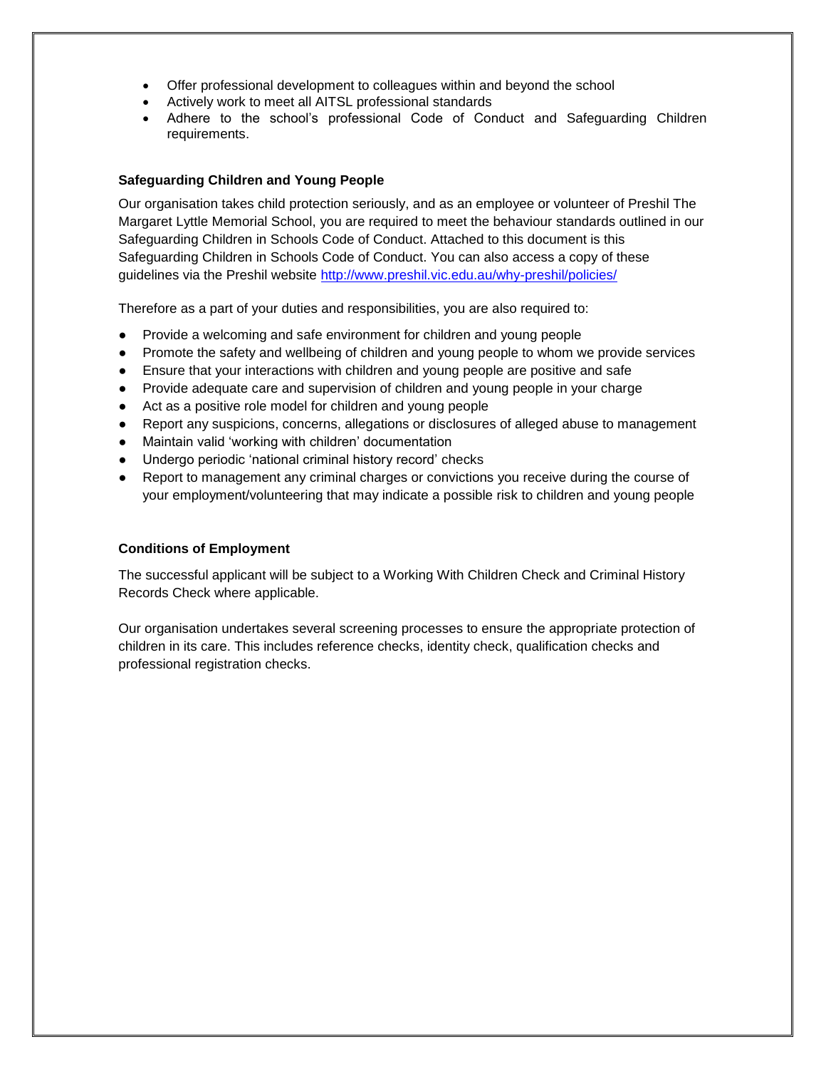- Offer professional development to colleagues within and beyond the school
- Actively work to meet all AITSL professional standards
- Adhere to the school's professional Code of Conduct and Safeguarding Children requirements.

**Safeguarding Children and Young People**

Our organisation takes child protection seriously, and as an employee or volunteer of Preshil The Margaret Lyttle Memorial School, you are required to meet the behaviour standards outlined in our Safeguarding Children in Schools Code of Conduct. Attached to this document is this Safeguarding Children in Schools Code of Conduct. You can also access a copy of these guidelines via the Preshil website http://www.preshil.vic.edu.au/why-preshil/policies/

Therefore as a part of your duties and responsibilities, you are also required to:

- Provide a welcoming and safe environment for children and young people
- Promote the safety and wellbeing of children and young people to whom we provide services
- Ensure that your interactions with children and young people are positive and safe
- Provide adequate care and supervision of children and young people in your charge
- Act as a positive role model for children and young people
- Report any suspicions, concerns, allegations or disclosures of alleged abuse to management
- Maintain valid 'working with children' documentation
- Undergo periodic 'national criminal history record' checks
- Report to management any criminal charges or convictions you receive during the course of your employment/volunteering that may indicate a possible risk to children and young people

**Conditions of Employment**

The successful applicant will be subject to a Working With Children Check and Criminal History Records Check where applicable.

Our organisation undertakes several screening processes to ensure the appropriate protection of children in its care. This includes reference checks, identity check, qualification checks and professional registration checks.